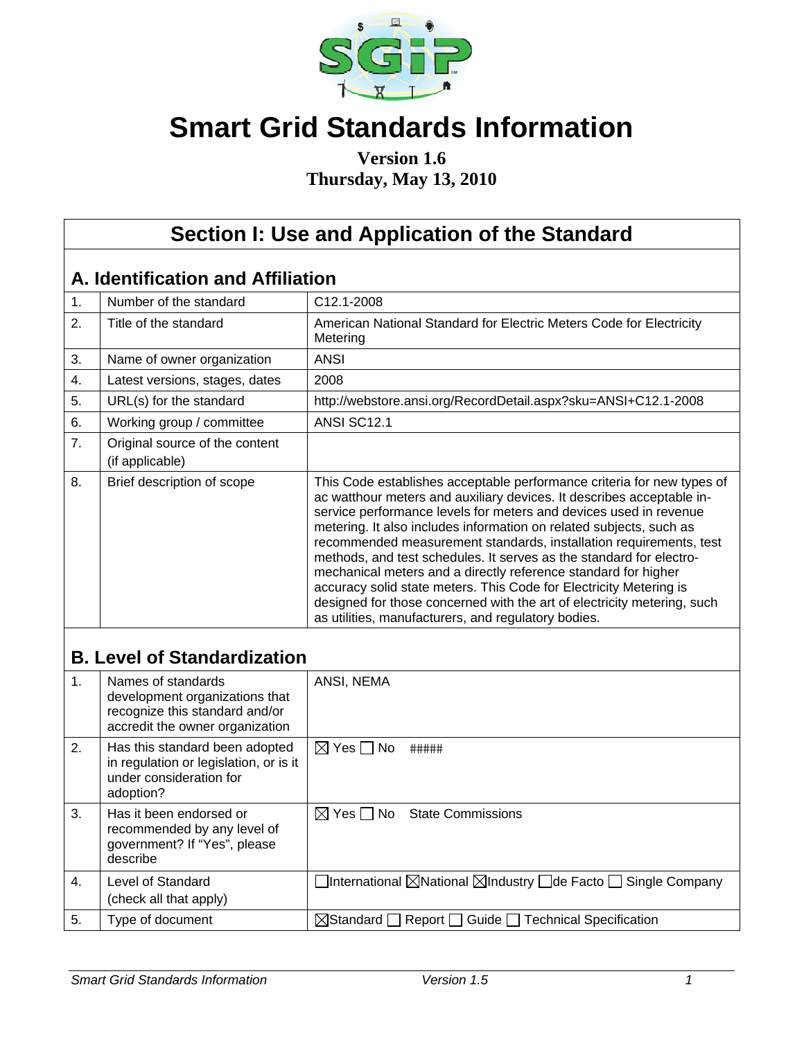# Smart Grid Standards Information

**Version 1.6**
**Thursday, May 13, 2010**

## Section I: Use and Application of the Standard

### A. Identification and Affiliation

| | | |
|---|---|---|
| 1. | Number of the standard | C12.1-2008 |
| 2. | Title of the standard | American National Standard for Electric Meters Code for Electricity Metering |
| 3. | Name of owner organization | ANSI |
| 4. | Latest versions, stages, dates | 2008 |
| 5. | URL(s) for the standard | http://webstore.ansi.org/RecordDetail.aspx?sku=ANSI+C12.1-2008 |
| 6. | Working group / committee | ANSI SC12.1 |
| 7. | Original source of the content (if applicable) | |
| 8. | Brief description of scope | This Code establishes acceptable performance criteria for new types of ac watthour meters and auxiliary devices. It describes acceptable in-service performance levels for meters and devices used in revenue metering. It also includes information on related subjects, such as recommended measurement standards, installation requirements, test methods, and test schedules. It serves as the standard for electro-mechanical meters and a directly reference standard for higher accuracy solid state meters. This Code for Electricity Metering is designed for those concerned with the art of electricity metering, such as utilities, manufacturers, and regulatory bodies. |

### B. Level of Standardization

| | | |
|---|---|---|
| 1. | Names of standards development organizations that recognize this standard and/or accredit the owner organization | ANSI, NEMA |
| 2. | Has this standard been adopted in regulation or legislation, or is it under consideration for adoption? | ☒ Yes ☐ No ##### |
| 3. | Has it been endorsed or recommended by any level of government? If "Yes", please describe | ☒ Yes ☐ No State Commissions |
| 4. | Level of Standard (check all that apply) | ☐International ☒National ☒Industry ☐de Facto ☐ Single Company |
| 5. | Type of document | ☒Standard ☐ Report ☐ Guide ☐ Technical Specification |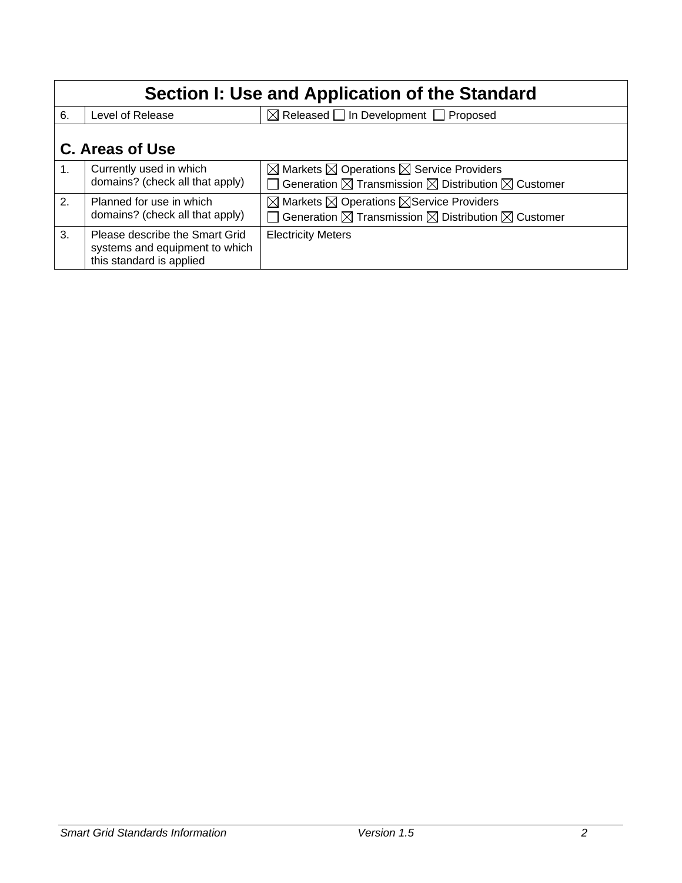## Section I: Use and Application of the Standard

| | | |
|---|---|---|
| 6. | Level of Release | ☒ Released ☐ In Development ☐ Proposed |

### C. Areas of Use

| | | |
|---|---|---|
| 1. | Currently used in which domains? (check all that apply) | ☒ Markets ☒ Operations ☒ Service Providers<br>☐ Generation ☒ Transmission ☒ Distribution ☒ Customer |
| 2. | Planned for use in which domains? (check all that apply) | ☒ Markets ☒ Operations ☒Service Providers<br>☐ Generation ☒ Transmission ☒ Distribution ☒ Customer |
| 3. | Please describe the Smart Grid systems and equipment to which this standard is applied | Electricity Meters |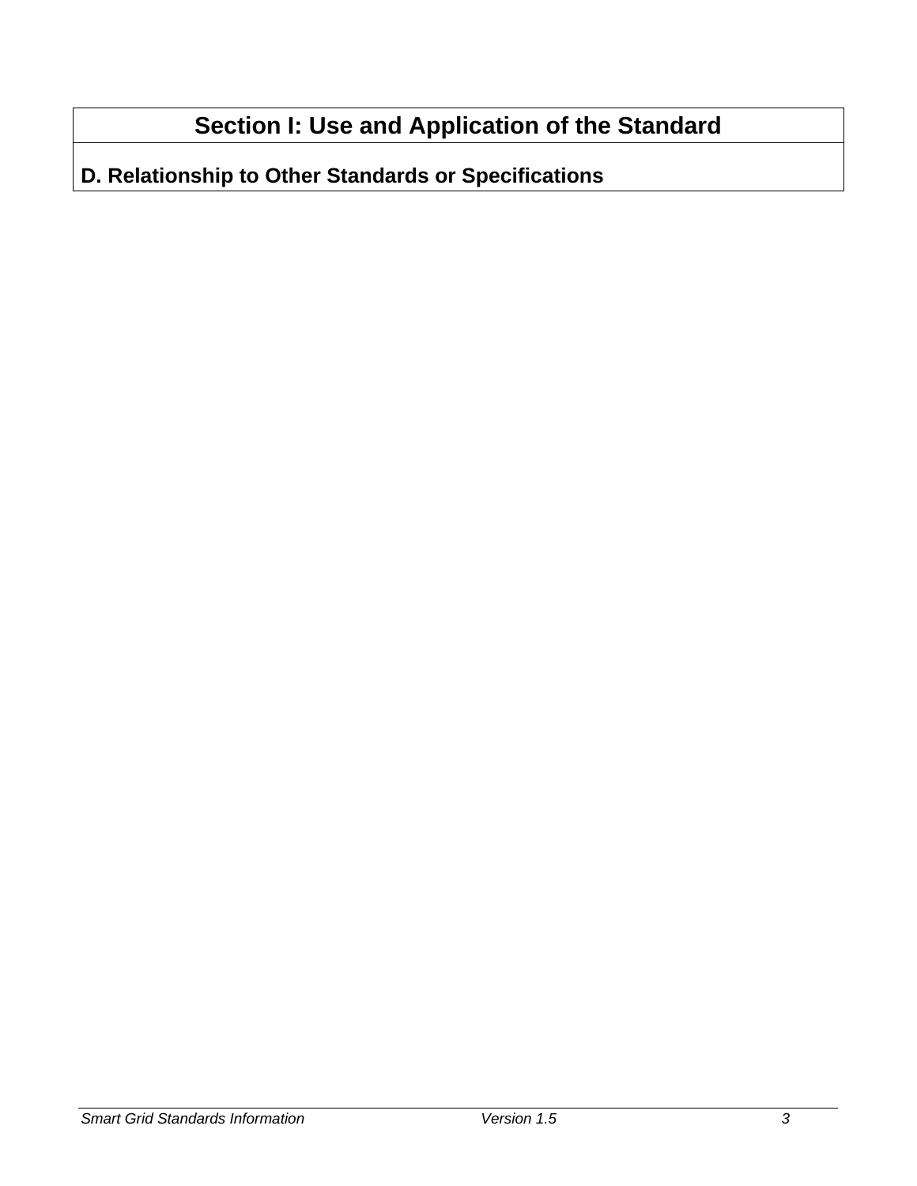# Section I: Use and Application of the Standard

## D. Relationship to Other Standards or Specifications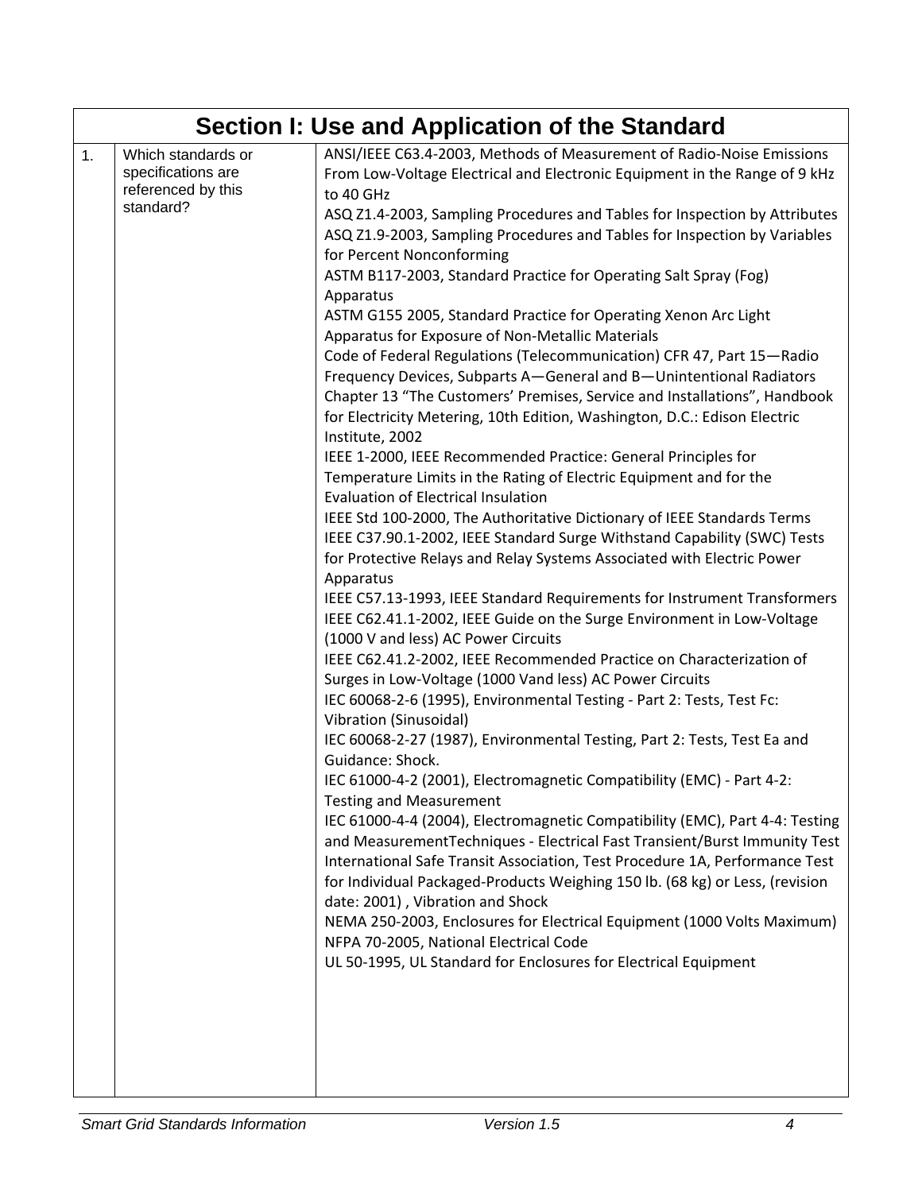## Section I: Use and Application of the Standard

| | | |
|---|---|---|
| 1. | Which standards or specifications are referenced by this standard? | ANSI/IEEE C63.4-2003, Methods of Measurement of Radio-Noise Emissions From Low-Voltage Electrical and Electronic Equipment in the Range of 9 kHz to 40 GHz<br>ASQ Z1.4-2003, Sampling Procedures and Tables for Inspection by Attributes<br>ASQ Z1.9-2003, Sampling Procedures and Tables for Inspection by Variables for Percent Nonconforming<br>ASTM B117-2003, Standard Practice for Operating Salt Spray (Fog) Apparatus<br>ASTM G155 2005, Standard Practice for Operating Xenon Arc Light Apparatus for Exposure of Non-Metallic Materials<br>Code of Federal Regulations (Telecommunication) CFR 47, Part 15—Radio Frequency Devices, Subparts A—General and B—Unintentional Radiators<br>Chapter 13 "The Customers' Premises, Service and Installations", Handbook for Electricity Metering, 10th Edition, Washington, D.C.: Edison Electric Institute, 2002<br>IEEE 1-2000, IEEE Recommended Practice: General Principles for Temperature Limits in the Rating of Electric Equipment and for the Evaluation of Electrical Insulation<br>IEEE Std 100-2000, The Authoritative Dictionary of IEEE Standards Terms<br>IEEE C37.90.1-2002, IEEE Standard Surge Withstand Capability (SWC) Tests for Protective Relays and Relay Systems Associated with Electric Power Apparatus<br>IEEE C57.13-1993, IEEE Standard Requirements for Instrument Transformers<br>IEEE C62.41.1-2002, IEEE Guide on the Surge Environment in Low-Voltage (1000 V and less) AC Power Circuits<br>IEEE C62.41.2-2002, IEEE Recommended Practice on Characterization of Surges in Low-Voltage (1000 Vand less) AC Power Circuits<br>IEC 60068-2-6 (1995), Environmental Testing - Part 2: Tests, Test Fc: Vibration (Sinusoidal)<br>IEC 60068-2-27 (1987), Environmental Testing, Part 2: Tests, Test Ea and Guidance: Shock.<br>IEC 61000-4-2 (2001), Electromagnetic Compatibility (EMC) - Part 4-2: Testing and Measurement<br>IEC 61000-4-4 (2004), Electromagnetic Compatibility (EMC), Part 4-4: Testing and MeasurementTechniques - Electrical Fast Transient/Burst Immunity Test<br>International Safe Transit Association, Test Procedure 1A, Performance Test for Individual Packaged-Products Weighing 150 lb. (68 kg) or Less, (revision date: 2001) , Vibration and Shock<br>NEMA 250-2003, Enclosures for Electrical Equipment (1000 Volts Maximum)<br>NFPA 70-2005, National Electrical Code<br>UL 50-1995, UL Standard for Enclosures for Electrical Equipment |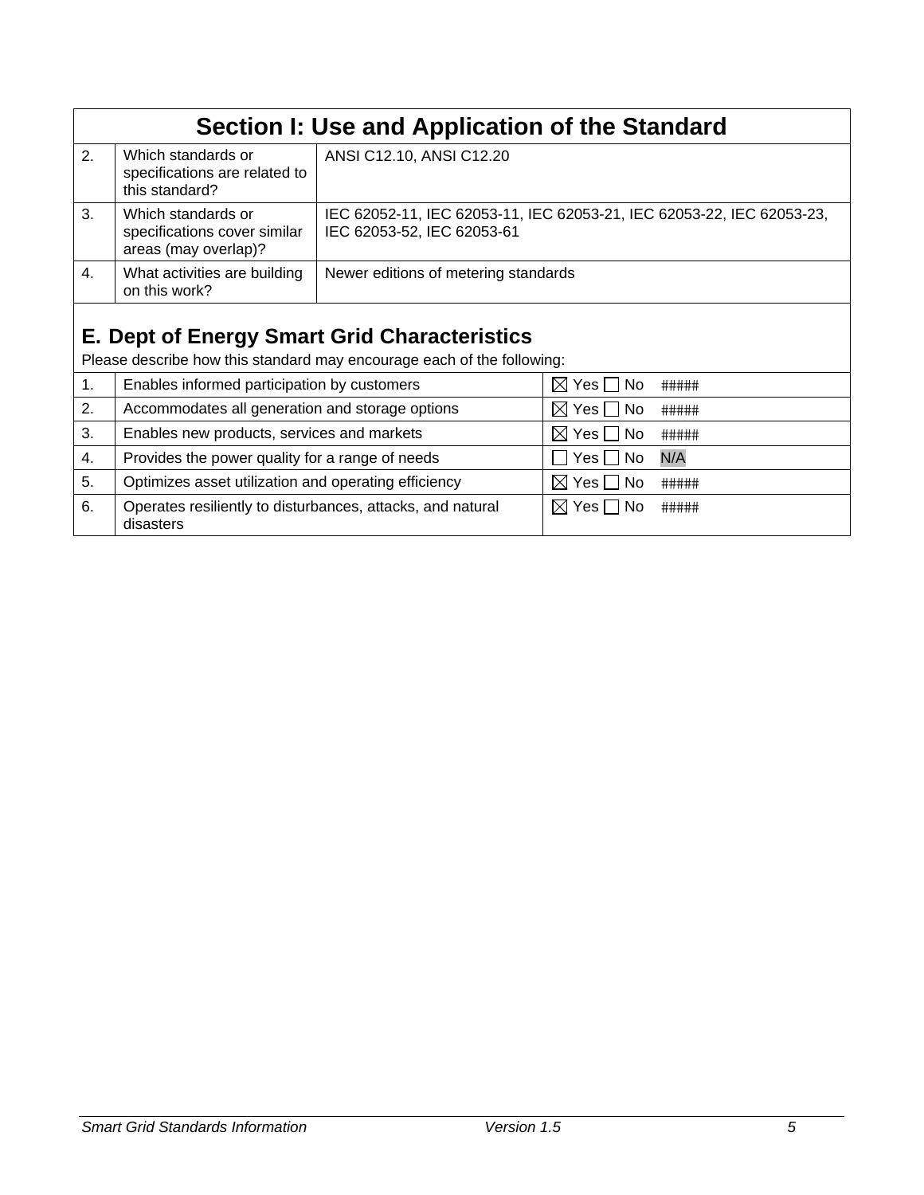## Section I: Use and Application of the Standard

| | | |
|---|---|---|
| 2. | Which standards or specifications are related to this standard? | ANSI C12.10, ANSI C12.20 |
| 3. | Which standards or specifications cover similar areas (may overlap)? | IEC 62052-11, IEC 62053-11, IEC 62053-21, IEC 62053-22, IEC 62053-23, IEC 62053-52, IEC 62053-61 |
| 4. | What activities are building on this work? | Newer editions of metering standards |

### E. Dept of Energy Smart Grid Characteristics

Please describe how this standard may encourage each of the following:

| | | |
|---|---|---|
| 1. | Enables informed participation by customers | ☒ Yes ☐ No ##### |
| 2. | Accommodates all generation and storage options | ☒ Yes ☐ No ##### |
| 3. | Enables new products, services and markets | ☒ Yes ☐ No ##### |
| 4. | Provides the power quality for a range of needs | ☐ Yes ☐ No N/A |
| 5. | Optimizes asset utilization and operating efficiency | ☒ Yes ☐ No ##### |
| 6. | Operates resiliently to disturbances, attacks, and natural disasters | ☒ Yes ☐ No ##### |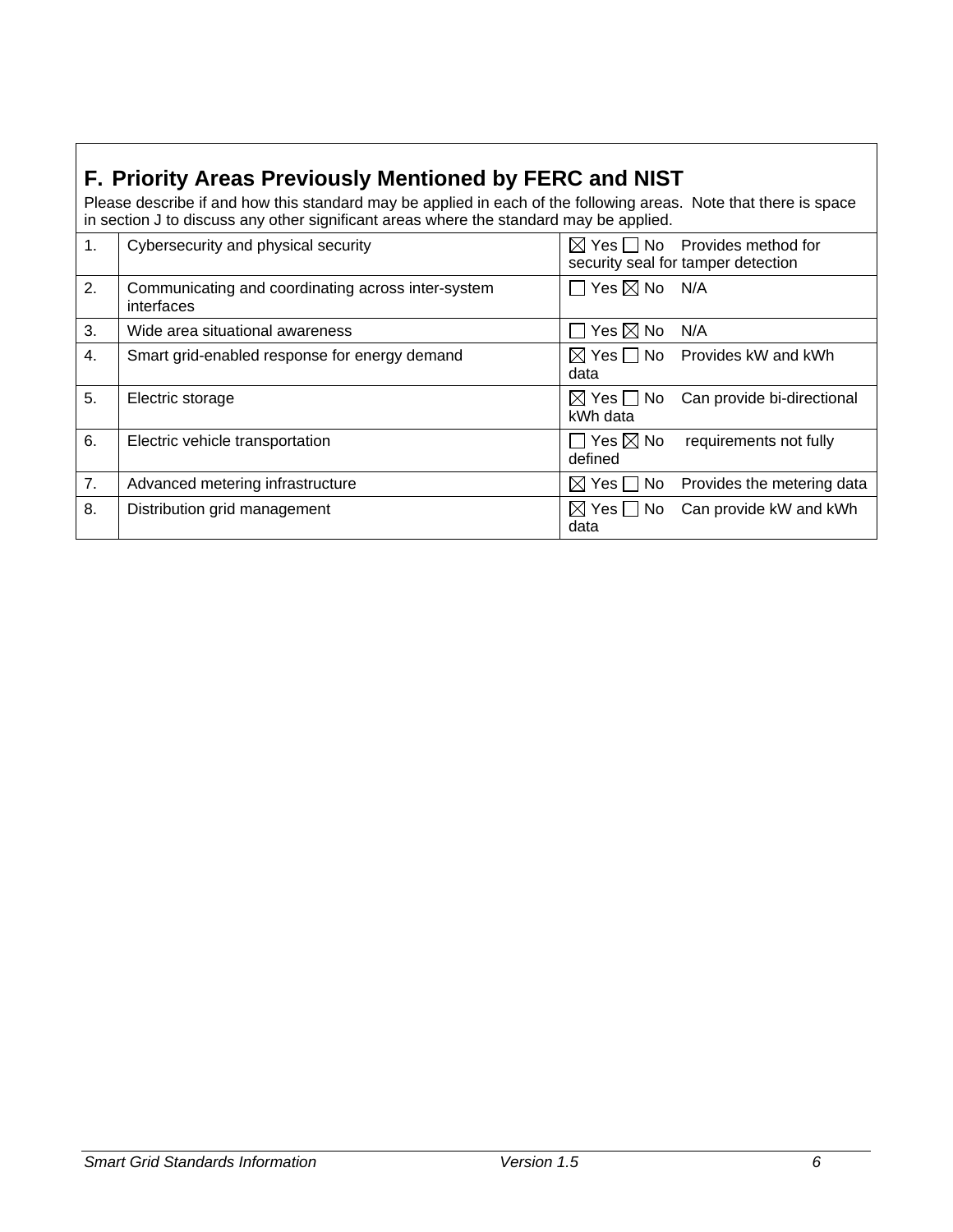## F. Priority Areas Previously Mentioned by FERC and NIST

Please describe if and how this standard may be applied in each of the following areas. Note that there is space in section J to discuss any other significant areas where the standard may be applied.

| | | |
|---|---|---|
| 1. | Cybersecurity and physical security | ☒ Yes ☐ No Provides method for security seal for tamper detection |
| 2. | Communicating and coordinating across inter-system interfaces | ☐ Yes ☒ No N/A |
| 3. | Wide area situational awareness | ☐ Yes ☒ No N/A |
| 4. | Smart grid-enabled response for energy demand | ☒ Yes ☐ No Provides kW and kWh data |
| 5. | Electric storage | ☒ Yes ☐ No Can provide bi-directional kWh data |
| 6. | Electric vehicle transportation | ☐ Yes ☒ No requirements not fully defined |
| 7. | Advanced metering infrastructure | ☒ Yes ☐ No Provides the metering data |
| 8. | Distribution grid management | ☒ Yes ☐ No Can provide kW and kWh data |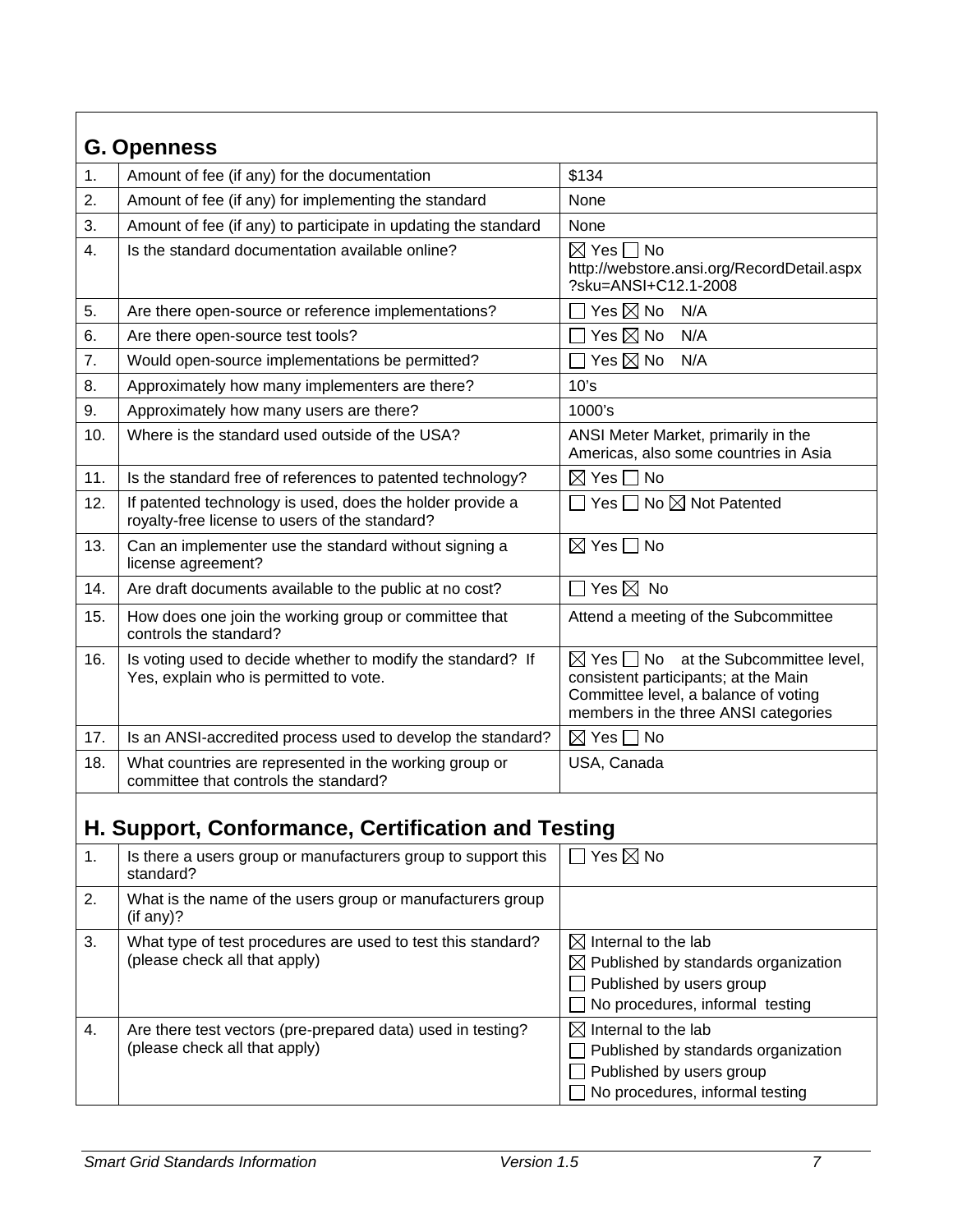## G. Openness

| | | |
|---|---|---|
| 1. | Amount of fee (if any) for the documentation | $134 |
| 2. | Amount of fee (if any) for implementing the standard | None |
| 3. | Amount of fee (if any) to participate in updating the standard | None |
| 4. | Is the standard documentation available online? | ☒ Yes ☐ No http://webstore.ansi.org/RecordDetail.aspx?sku=ANSI+C12.1-2008 |
| 5. | Are there open-source or reference implementations? | ☐ Yes ☒ No N/A |
| 6. | Are there open-source test tools? | ☐ Yes ☒ No N/A |
| 7. | Would open-source implementations be permitted? | ☐ Yes ☒ No N/A |
| 8. | Approximately how many implementers are there? | 10's |
| 9. | Approximately how many users are there? | 1000's |
| 10. | Where is the standard used outside of the USA? | ANSI Meter Market, primarily in the Americas, also some countries in Asia |
| 11. | Is the standard free of references to patented technology? | ☒ Yes ☐ No |
| 12. | If patented technology is used, does the holder provide a royalty-free license to users of the standard? | ☐ Yes ☐ No ☒ Not Patented |
| 13. | Can an implementer use the standard without signing a license agreement? | ☒ Yes ☐ No |
| 14. | Are draft documents available to the public at no cost? | ☐ Yes ☒ No |
| 15. | How does one join the working group or committee that controls the standard? | Attend a meeting of the Subcommittee |
| 16. | Is voting used to decide whether to modify the standard? If Yes, explain who is permitted to vote. | ☒ Yes ☐ No at the Subcommittee level, consistent participants; at the Main Committee level, a balance of voting members in the three ANSI categories |
| 17. | Is an ANSI-accredited process used to develop the standard? | ☒ Yes ☐ No |
| 18. | What countries are represented in the working group or committee that controls the standard? | USA, Canada |

## H. Support, Conformance, Certification and Testing

| | | |
|---|---|---|
| 1. | Is there a users group or manufacturers group to support this standard? | ☐ Yes ☒ No |
| 2. | What is the name of the users group or manufacturers group (if any)? | |
| 3. | What type of test procedures are used to test this standard? (please check all that apply) | ☒ Internal to the lab<br>☒ Published by standards organization<br>☐ Published by users group<br>☐ No procedures, informal testing |
| 4. | Are there test vectors (pre-prepared data) used in testing? (please check all that apply) | ☒ Internal to the lab<br>☐ Published by standards organization<br>☐ Published by users group<br>☐ No procedures, informal testing |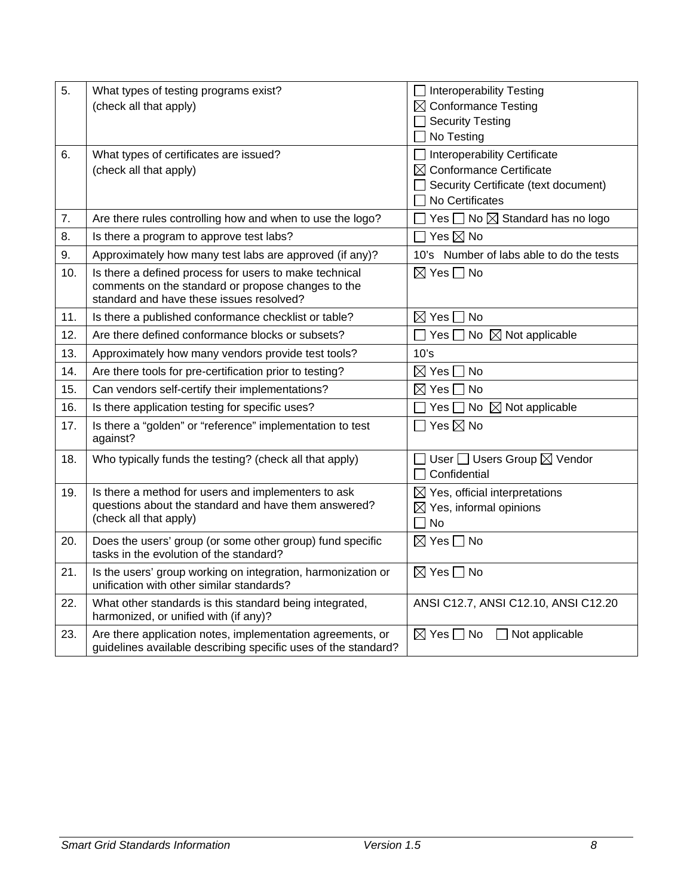| | | |
|---|---|---|
| 5. | What types of testing programs exist?<br>(check all that apply) | ☐ Interoperability Testing<br>☒ Conformance Testing<br>☐ Security Testing<br>☐ No Testing |
| 6. | What types of certificates are issued?<br>(check all that apply) | ☐ Interoperability Certificate<br>☒ Conformance Certificate<br>☐ Security Certificate (text document)<br>☐ No Certificates |
| 7. | Are there rules controlling how and when to use the logo? | ☐ Yes ☐ No ☒ Standard has no logo |
| 8. | Is there a program to approve test labs? | ☐ Yes ☒ No |
| 9. | Approximately how many test labs are approved (if any)? | 10's Number of labs able to do the tests |
| 10. | Is there a defined process for users to make technical comments on the standard or propose changes to the standard and have these issues resolved? | ☒ Yes ☐ No |
| 11. | Is there a published conformance checklist or table? | ☒ Yes ☐ No |
| 12. | Are there defined conformance blocks or subsets? | ☐ Yes ☐ No ☒ Not applicable |
| 13. | Approximately how many vendors provide test tools? | 10's |
| 14. | Are there tools for pre-certification prior to testing? | ☒ Yes ☐ No |
| 15. | Can vendors self-certify their implementations? | ☒ Yes ☐ No |
| 16. | Is there application testing for specific uses? | ☐ Yes ☐ No ☒ Not applicable |
| 17. | Is there a "golden" or "reference" implementation to test against? | ☐ Yes ☒ No |
| 18. | Who typically funds the testing? (check all that apply) | ☐ User ☐ Users Group ☒ Vendor<br>☐ Confidential |
| 19. | Is there a method for users and implementers to ask questions about the standard and have them answered?<br>(check all that apply) | ☒ Yes, official interpretations<br>☒ Yes, informal opinions<br>☐ No |
| 20. | Does the users' group (or some other group) fund specific tasks in the evolution of the standard? | ☒ Yes ☐ No |
| 21. | Is the users' group working on integration, harmonization or unification with other similar standards? | ☒ Yes ☐ No |
| 22. | What other standards is this standard being integrated, harmonized, or unified with (if any)? | ANSI C12.7, ANSI C12.10, ANSI C12.20 |
| 23. | Are there application notes, implementation agreements, or guidelines available describing specific uses of the standard? | ☒ Yes ☐ No ☐ Not applicable |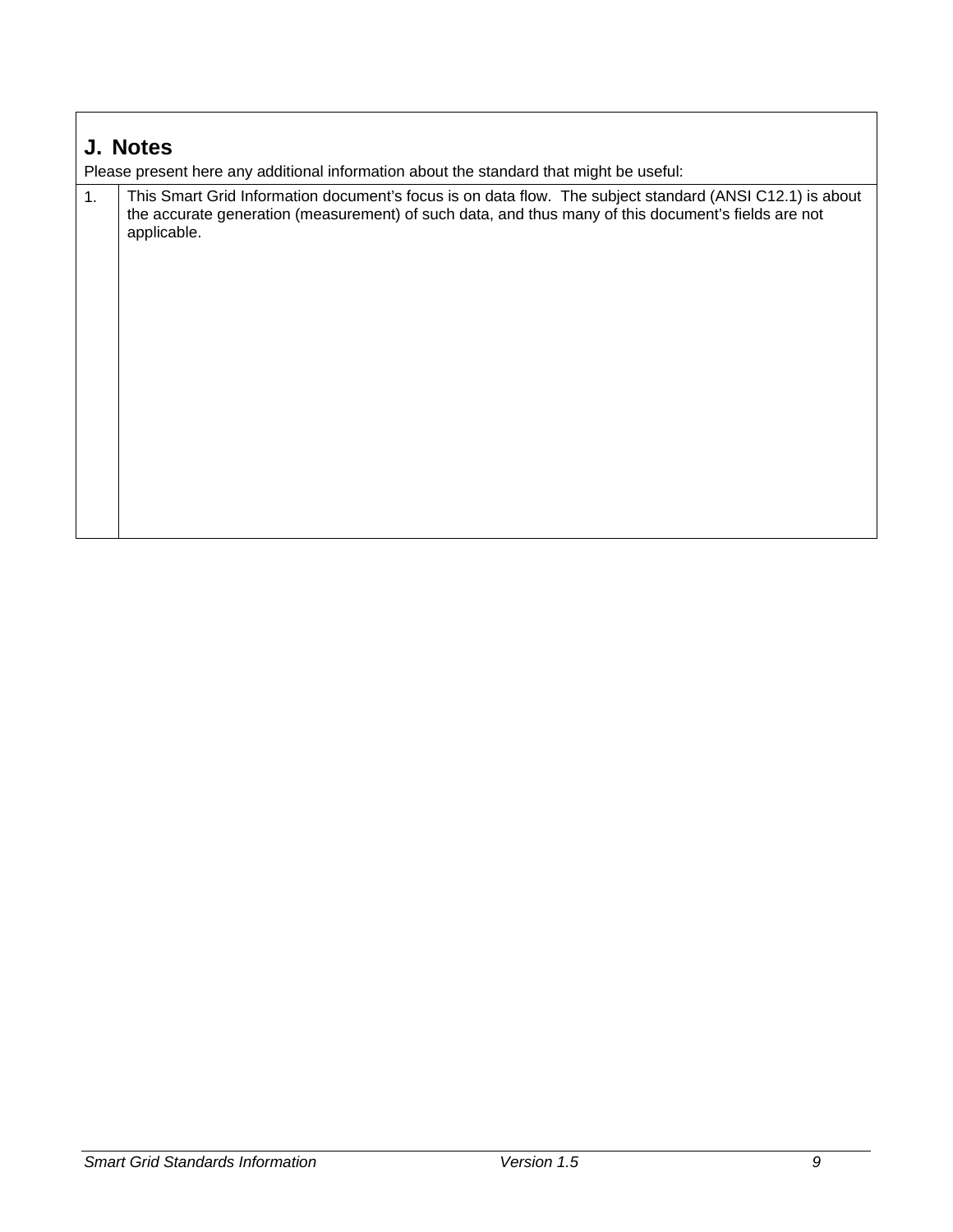## J. Notes

Please present here any additional information about the standard that might be useful:

| | |
|---|---|
| 1. | This Smart Grid Information document's focus is on data flow. The subject standard (ANSI C12.1) is about the accurate generation (measurement) of such data, and thus many of this document's fields are not applicable. |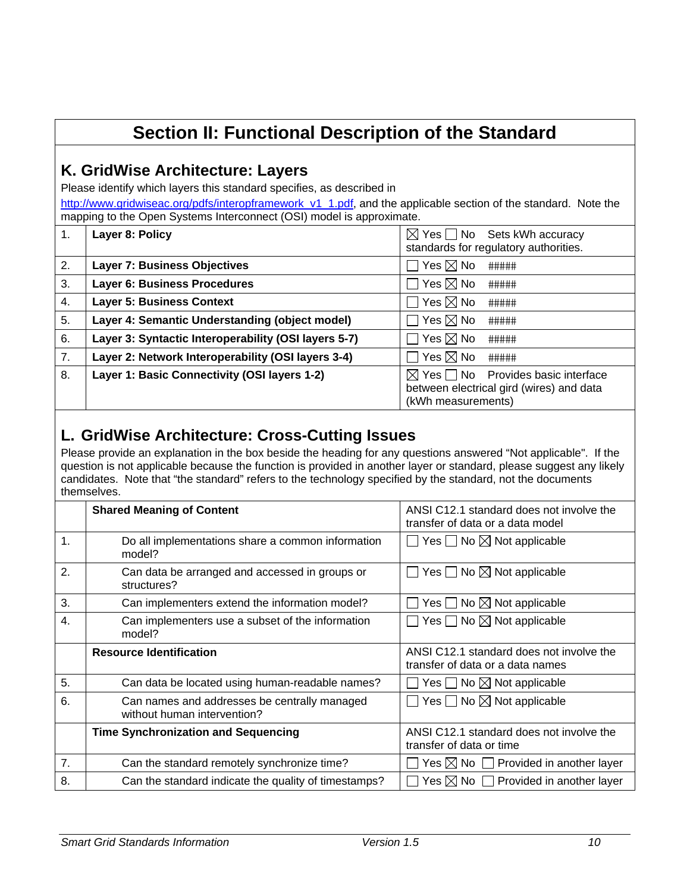# Section II: Functional Description of the Standard

## K. GridWise Architecture: Layers

Please identify which layers this standard specifies, as described in http://www.gridwiseac.org/pdfs/interopframework_v1_1.pdf, and the applicable section of the standard. Note the mapping to the Open Systems Interconnect (OSI) model is approximate.

| | | |
|---|---|---|
| 1. | **Layer 8: Policy** | ☒ Yes ☐ No Sets kWh accuracy standards for regulatory authorities. |
| 2. | **Layer 7: Business Objectives** | ☐ Yes ☒ No ##### |
| 3. | **Layer 6: Business Procedures** | ☐ Yes ☒ No ##### |
| 4. | **Layer 5: Business Context** | ☐ Yes ☒ No ##### |
| 5. | **Layer 4: Semantic Understanding (object model)** | ☐ Yes ☒ No ##### |
| 6. | **Layer 3: Syntactic Interoperability (OSI layers 5-7)** | ☐ Yes ☒ No ##### |
| 7. | **Layer 2: Network Interoperability (OSI layers 3-4)** | ☐ Yes ☒ No ##### |
| 8. | **Layer 1: Basic Connectivity (OSI layers 1-2)** | ☒ Yes ☐ No Provides basic interface between electrical gird (wires) and data (kWh measurements) |

## L. GridWise Architecture: Cross-Cutting Issues

Please provide an explanation in the box beside the heading for any questions answered "Not applicable". If the question is not applicable because the function is provided in another layer or standard, please suggest any likely candidates. Note that "the standard" refers to the technology specified by the standard, not the documents themselves.

| | | |
|---|---|---|
| | **Shared Meaning of Content** | ANSI C12.1 standard does not involve the transfer of data or a data model |
| 1. | Do all implementations share a common information model? | ☐ Yes ☐ No ☒ Not applicable |
| 2. | Can data be arranged and accessed in groups or structures? | ☐ Yes ☐ No ☒ Not applicable |
| 3. | Can implementers extend the information model? | ☐ Yes ☐ No ☒ Not applicable |
| 4. | Can implementers use a subset of the information model? | ☐ Yes ☐ No ☒ Not applicable |
| | **Resource Identification** | ANSI C12.1 standard does not involve the transfer of data or a data names |
| 5. | Can data be located using human-readable names? | ☐ Yes ☐ No ☒ Not applicable |
| 6. | Can names and addresses be centrally managed without human intervention? | ☐ Yes ☐ No ☒ Not applicable |
| | **Time Synchronization and Sequencing** | ANSI C12.1 standard does not involve the transfer of data or time |
| 7. | Can the standard remotely synchronize time? | ☐ Yes ☒ No ☐ Provided in another layer |
| 8. | Can the standard indicate the quality of timestamps? | ☐ Yes ☒ No ☐ Provided in another layer |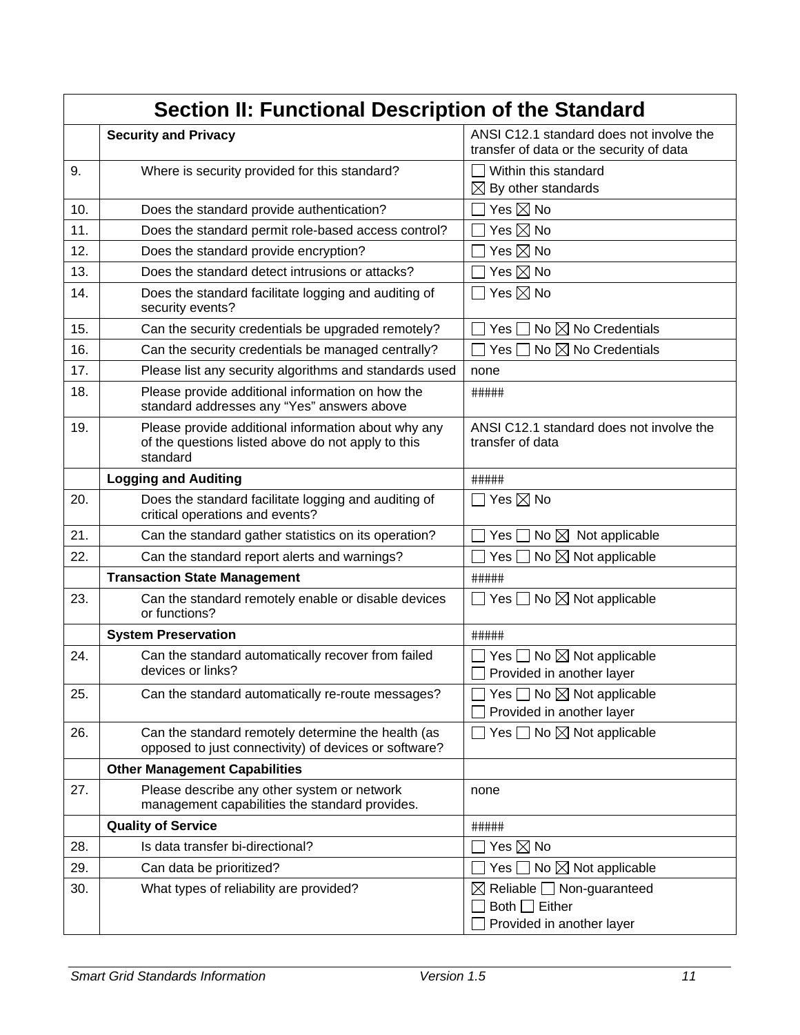| Section II: Functional Description of the Standard | | |
|---|---|---|
| | **Security and Privacy** | ANSI C12.1 standard does not involve the transfer of data or the security of data |
| 9. | Where is security provided for this standard? | ☐ Within this standard<br>☒ By other standards |
| 10. | Does the standard provide authentication? | ☐ Yes ☒ No |
| 11. | Does the standard permit role-based access control? | ☐ Yes ☒ No |
| 12. | Does the standard provide encryption? | ☐ Yes ☒ No |
| 13. | Does the standard detect intrusions or attacks? | ☐ Yes ☒ No |
| 14. | Does the standard facilitate logging and auditing of security events? | ☐ Yes ☒ No |
| 15. | Can the security credentials be upgraded remotely? | ☐ Yes ☐ No ☒ No Credentials |
| 16. | Can the security credentials be managed centrally? | ☐ Yes ☐ No ☒ No Credentials |
| 17. | Please list any security algorithms and standards used | none |
| 18. | Please provide additional information on how the standard addresses any “Yes” answers above | ##### |
| 19. | Please provide additional information about why any of the questions listed above do not apply to this standard | ANSI C12.1 standard does not involve the transfer of data |
| | **Logging and Auditing** | ##### |
| 20. | Does the standard facilitate logging and auditing of critical operations and events? | ☐ Yes ☒ No |
| 21. | Can the standard gather statistics on its operation? | ☐ Yes ☐ No ☒ Not applicable |
| 22. | Can the standard report alerts and warnings? | ☐ Yes ☐ No ☒ Not applicable |
| | **Transaction State Management** | ##### |
| 23. | Can the standard remotely enable or disable devices or functions? | ☐ Yes ☐ No ☒ Not applicable |
| | **System Preservation** | ##### |
| 24. | Can the standard automatically recover from failed devices or links? | ☐ Yes ☐ No ☒ Not applicable<br>☐ Provided in another layer |
| 25. | Can the standard automatically re-route messages? | ☐ Yes ☐ No ☒ Not applicable<br>☐ Provided in another layer |
| 26. | Can the standard remotely determine the health (as opposed to just connectivity) of devices or software? | ☐ Yes ☐ No ☒ Not applicable |
| | **Other Management Capabilities** | |
| 27. | Please describe any other system or network management capabilities the standard provides. | none |
| | **Quality of Service** | ##### |
| 28. | Is data transfer bi-directional? | ☐ Yes ☒ No |
| 29. | Can data be prioritized? | ☐ Yes ☐ No ☒ Not applicable |
| 30. | What types of reliability are provided? | ☒ Reliable ☐ Non-guaranteed<br>☐ Both ☐ Either<br>☐ Provided in another layer |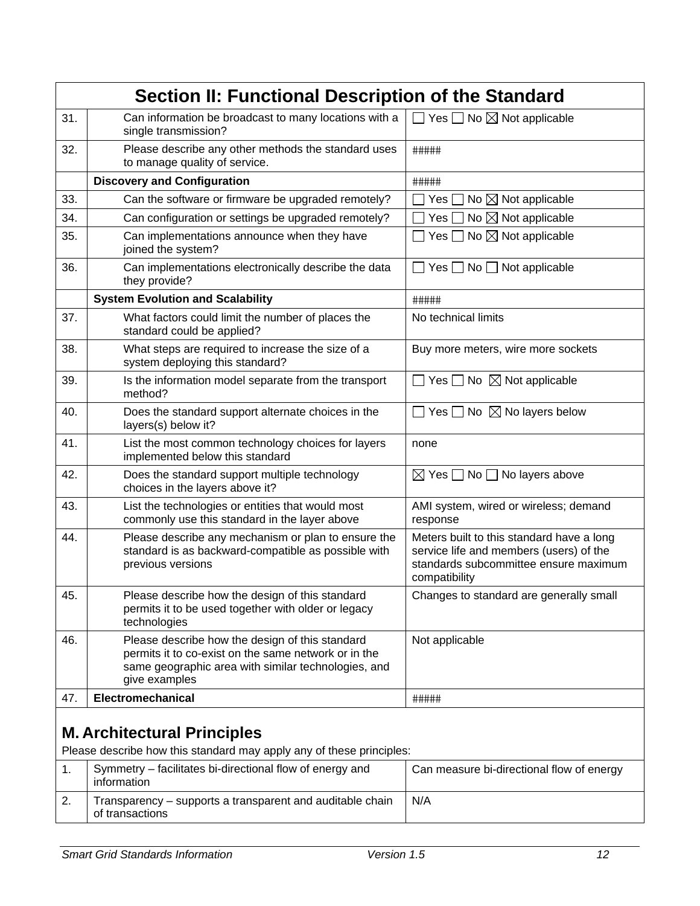| Section II: Functional Description of the Standard | | |
|---|---|---|
| 31. | Can information be broadcast to many locations with a single transmission? | ☐ Yes ☐ No ☒ Not applicable |
| 32. | Please describe any other methods the standard uses to manage quality of service. | ##### |
| | **Discovery and Configuration** | ##### |
| 33. | Can the software or firmware be upgraded remotely? | ☐ Yes ☐ No ☒ Not applicable |
| 34. | Can configuration or settings be upgraded remotely? | ☐ Yes ☐ No ☒ Not applicable |
| 35. | Can implementations announce when they have joined the system? | ☐ Yes ☐ No ☒ Not applicable |
| 36. | Can implementations electronically describe the data they provide? | ☐ Yes ☐ No ☐ Not applicable |
| | **System Evolution and Scalability** | ##### |
| 37. | What factors could limit the number of places the standard could be applied? | No technical limits |
| 38. | What steps are required to increase the size of a system deploying this standard? | Buy more meters, wire more sockets |
| 39. | Is the information model separate from the transport method? | ☐ Yes ☐ No ☒ Not applicable |
| 40. | Does the standard support alternate choices in the layers(s) below it? | ☐ Yes ☐ No ☒ No layers below |
| 41. | List the most common technology choices for layers implemented below this standard | none |
| 42. | Does the standard support multiple technology choices in the layers above it? | ☒ Yes ☐ No ☐ No layers above |
| 43. | List the technologies or entities that would most commonly use this standard in the layer above | AMI system, wired or wireless; demand response |
| 44. | Please describe any mechanism or plan to ensure the standard is as backward-compatible as possible with previous versions | Meters built to this standard have a long service life and members (users) of the standards subcommittee ensure maximum compatibility |
| 45. | Please describe how the design of this standard permits it to be used together with older or legacy technologies | Changes to standard are generally small |
| 46. | Please describe how the design of this standard permits it to co-exist on the same network or in the same geographic area with similar technologies, and give examples | Not applicable |
| 47. | **Electromechanical** | ##### |

## M. Architectural Principles

Please describe how this standard may apply any of these principles:

| | | |
|---|---|---|
| 1. | Symmetry – facilitates bi-directional flow of energy and information | Can measure bi-directional flow of energy |
| 2. | Transparency – supports a transparent and auditable chain of transactions | N/A |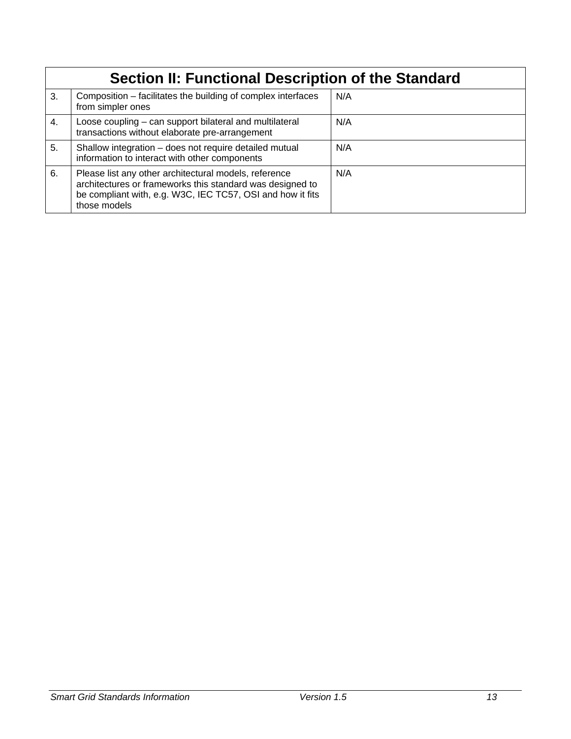| Section II: Functional Description of the Standard | | |
|---|---|---|
| 3. | Composition – facilitates the building of complex interfaces from simpler ones | N/A |
| 4. | Loose coupling – can support bilateral and multilateral transactions without elaborate pre-arrangement | N/A |
| 5. | Shallow integration – does not require detailed mutual information to interact with other components | N/A |
| 6. | Please list any other architectural models, reference architectures or frameworks this standard was designed to be compliant with, e.g. W3C, IEC TC57, OSI and how it fits those models | N/A |